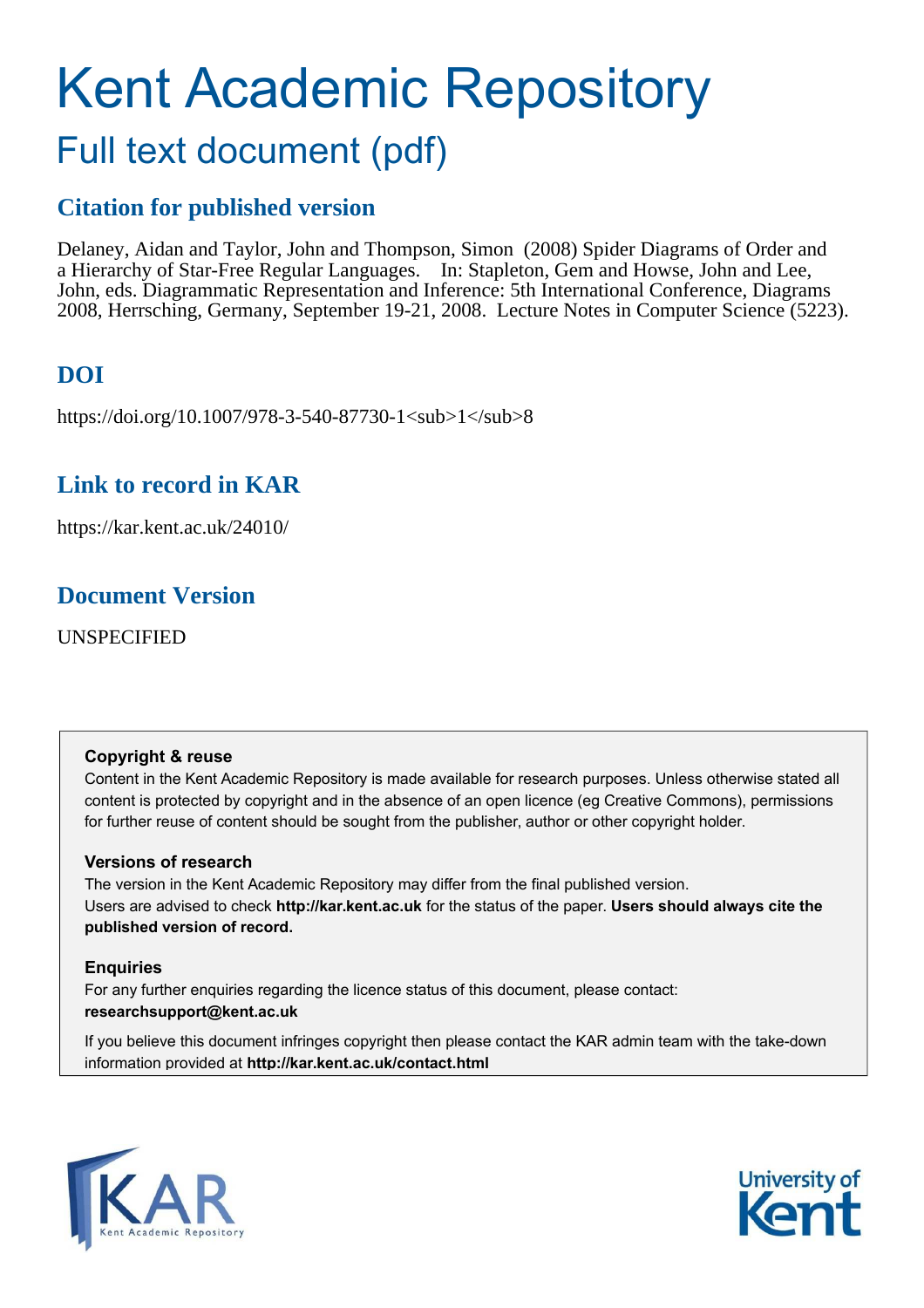# Kent Academic Repository

## Full text document (pdf)

### Citation for published version

Delaney, Aidan and Taylor, John and Thompson, Simon (2008) Spider Diagrams of Order and a Hierarchy of Star-Free Regular Languages. In: Stapleton, Gem and Howse, John and Lee, John, eds. Diagrammatic Representation and Inference: 5th International Conference, Diagrams 2008, Herrsching, Germany, September 19-21, 2008. Lecture Notes in Computer Science (5223).

### DOI

https://doi.org/10.1007/978-3-540-87730-1<sub>1</sub>8

### Link to record in KAR

https://kar.kent.ac.uk/24010/

### Document Version

UNSPECIFIED

**Copyright & reuse**

Content in the Kent Academic Repository is made available for research purposes. Unless otherwise stated all content is protected by copyright and in the absence of an open licence (eg Creative Commons), permissions for further reuse of content should be sought from the publisher, author or other copyright holder.

**Versions of research**

The version in the Kent Academic Repository may differ from the final published version. Users are advised to check **http://kar.kent.ac.uk** for the status of the paper. **Users should always cite the published version of record.**

**Enquiries**

For any further enquiries regarding the licence status of this document, please contact: **researchsupport@kent.ac.uk**

If you believe this document infringes copyright then please contact the KAR admin team with the take-down information provided at **http://kar.kent.ac.uk/contact.html**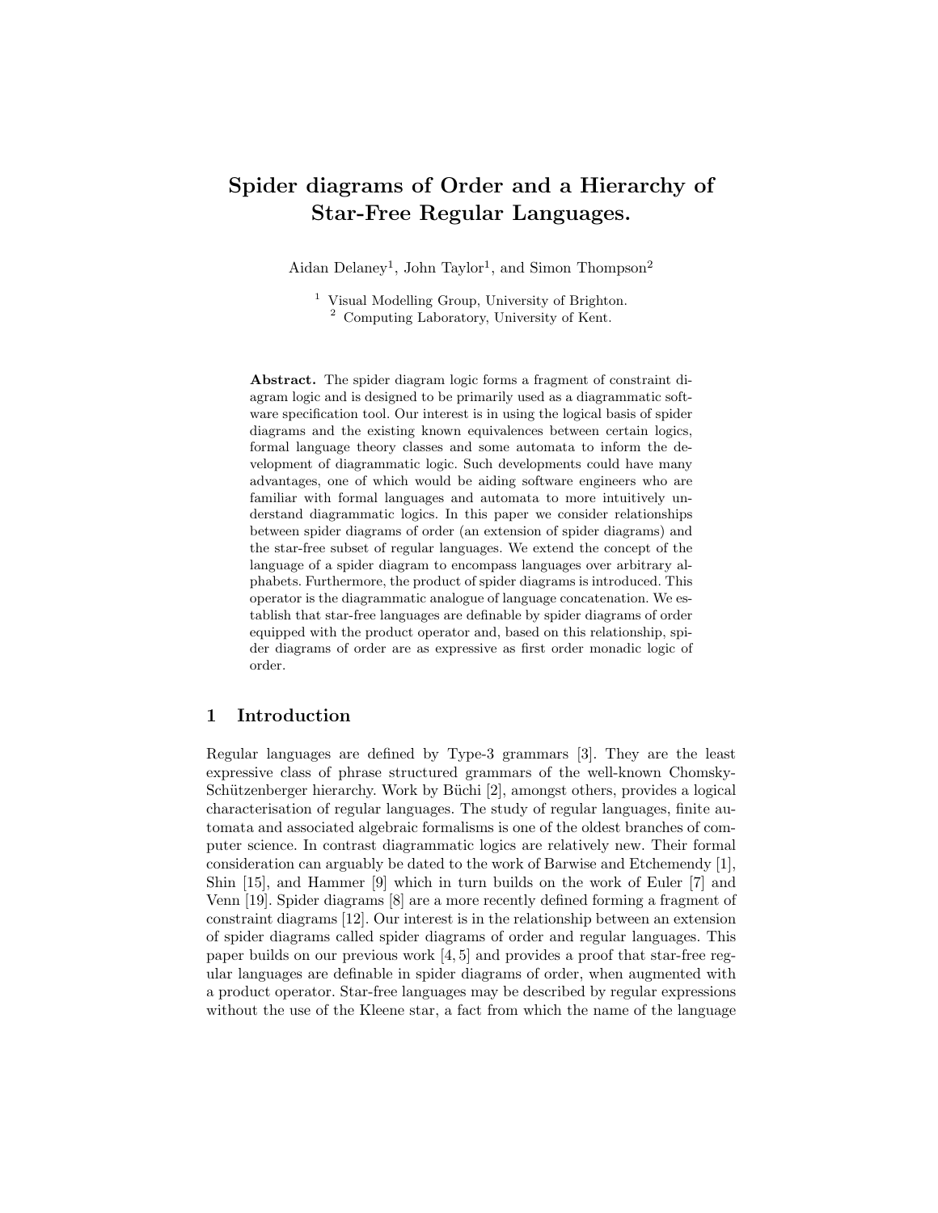# Spider diagrams of Order and a Hierarchy of Star-Free Regular Languages.

Aidan Delaney[1], John Taylor[1], and Simon Thompson[2]

[1] Visual Modelling Group, University of Brighton.
[2] Computing Laboratory, University of Kent.

**Abstract.** The spider diagram logic forms a fragment of constraint diagram logic and is designed to be primarily used as a diagrammatic software specification tool. Our interest is in using the logical basis of spider diagrams and the existing known equivalences between certain logics, formal language theory classes and some automata to inform the development of diagrammatic logic. Such developments could have many advantages, one of which would be aiding software engineers who are familiar with formal languages and automata to more intuitively understand diagrammatic logics. In this paper we consider relationships between spider diagrams of order (an extension of spider diagrams) and the star-free subset of regular languages. We extend the concept of the language of a spider diagram to encompass languages over arbitrary alphabets. Furthermore, the product of spider diagrams is introduced. This operator is the diagrammatic analogue of language concatenation. We establish that star-free languages are definable by spider diagrams of order equipped with the product operator and, based on this relationship, spider diagrams of order are as expressive as first order monadic logic of order.

## 1 Introduction

Regular languages are defined by Type-3 grammars [3]. They are the least expressive class of phrase structured grammars of the well-known Chomsky-Schützenberger hierarchy. Work by Büchi [2], amongst others, provides a logical characterisation of regular languages. The study of regular languages, finite automata and associated algebraic formalisms is one of the oldest branches of computer science. In contrast diagrammatic logics are relatively new. Their formal consideration can arguably be dated to the work of Barwise and Etchemendy [1], Shin [15], and Hammer [9] which in turn builds on the work of Euler [7] and Venn [19]. Spider diagrams [8] are a more recently defined forming a fragment of constraint diagrams [12]. Our interest is in the relationship between an extension of spider diagrams called spider diagrams of order and regular languages. This paper builds on our previous work [4, 5] and provides a proof that star-free regular languages are definable in spider diagrams of order, when augmented with a product operator. Star-free languages may be described by regular expressions without the use of the Kleene star, a fact from which the name of the language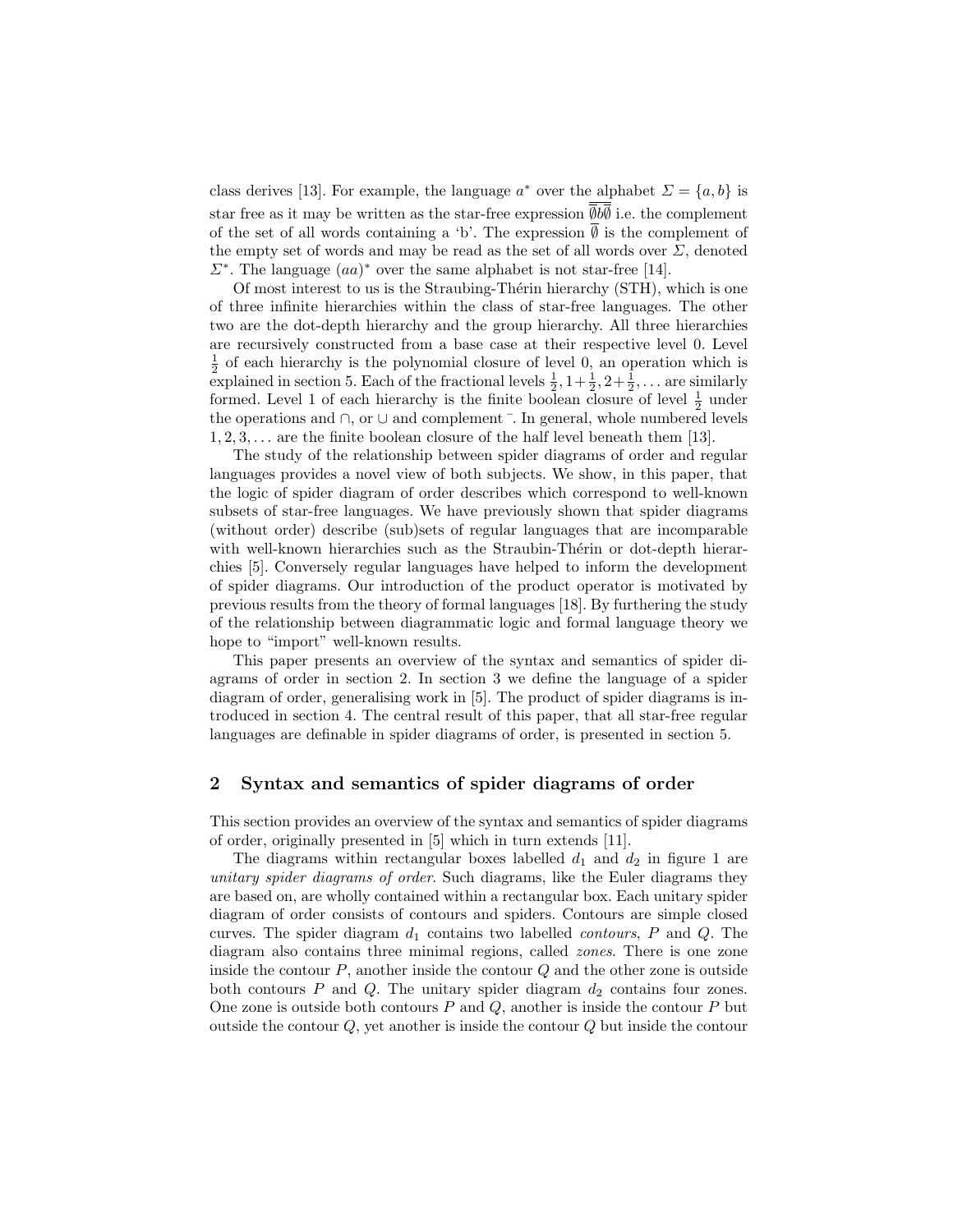class derives [13]. For example, the language $a^*$ over the alphabet $\Sigma = \{a, b\}$ is star free as it may be written as the star-free expression $\overline{\overline{\emptyset} b \overline{\emptyset}}$ i.e. the complement of the set of all words containing a 'b'. The expression $\overline{\emptyset}$ is the complement of the empty set of words and may be read as the set of all words over $\Sigma$, denoted $\Sigma^*$. The language $(aa)^*$ over the same alphabet is not star-free [14].

Of most interest to us is the Straubing-Thérin hierarchy (STH), which is one of three infinite hierarchies within the class of star-free languages. The other two are the dot-depth hierarchy and the group hierarchy. All three hierarchies are recursively constructed from a base case at their respective level 0. Level $\frac{1}{2}$ of each hierarchy is the polynomial closure of level 0, an operation which is explained in section 5. Each of the fractional levels $\frac{1}{2}, 1+\frac{1}{2}, 2+\frac{1}{2}, \ldots$ are similarly formed. Level 1 of each hierarchy is the finite boolean closure of level $\frac{1}{2}$ under the operations and $\cap$, or $\cup$ and complement $^{-}$. In general, whole numbered levels $1, 2, 3, \ldots$ are the finite boolean closure of the half level beneath them [13].

The study of the relationship between spider diagrams of order and regular languages provides a novel view of both subjects. We show, in this paper, that the logic of spider diagram of order describes which correspond to well-known subsets of star-free languages. We have previously shown that spider diagrams (without order) describe (sub)sets of regular languages that are incomparable with well-known hierarchies such as the Straubin-Thérin or dot-depth hierarchies [5]. Conversely regular languages have helped to inform the development of spider diagrams. Our introduction of the product operator is motivated by previous results from the theory of formal languages [18]. By furthering the study of the relationship between diagrammatic logic and formal language theory we hope to "import" well-known results.

This paper presents an overview of the syntax and semantics of spider diagrams of order in section 2. In section 3 we define the language of a spider diagram of order, generalising work in [5]. The product of spider diagrams is introduced in section 4. The central result of this paper, that all star-free regular languages are definable in spider diagrams of order, is presented in section 5.

## 2 Syntax and semantics of spider diagrams of order

This section provides an overview of the syntax and semantics of spider diagrams of order, originally presented in [5] which in turn extends [11].

The diagrams within rectangular boxes labelled $d_1$ and $d_2$ in figure 1 are *unitary spider diagrams of order*. Such diagrams, like the Euler diagrams they are based on, are wholly contained within a rectangular box. Each unitary spider diagram of order consists of contours and spiders. Contours are simple closed curves. The spider diagram $d_1$ contains two labelled *contours*, $P$ and $Q$. The diagram also contains three minimal regions, called *zones*. There is one zone inside the contour $P$, another inside the contour $Q$ and the other zone is outside both contours $P$ and $Q$. The unitary spider diagram $d_2$ contains four zones. One zone is outside both contours $P$ and $Q$, another is inside the contour $P$ but outside the contour $Q$, yet another is inside the contour $Q$ but inside the contour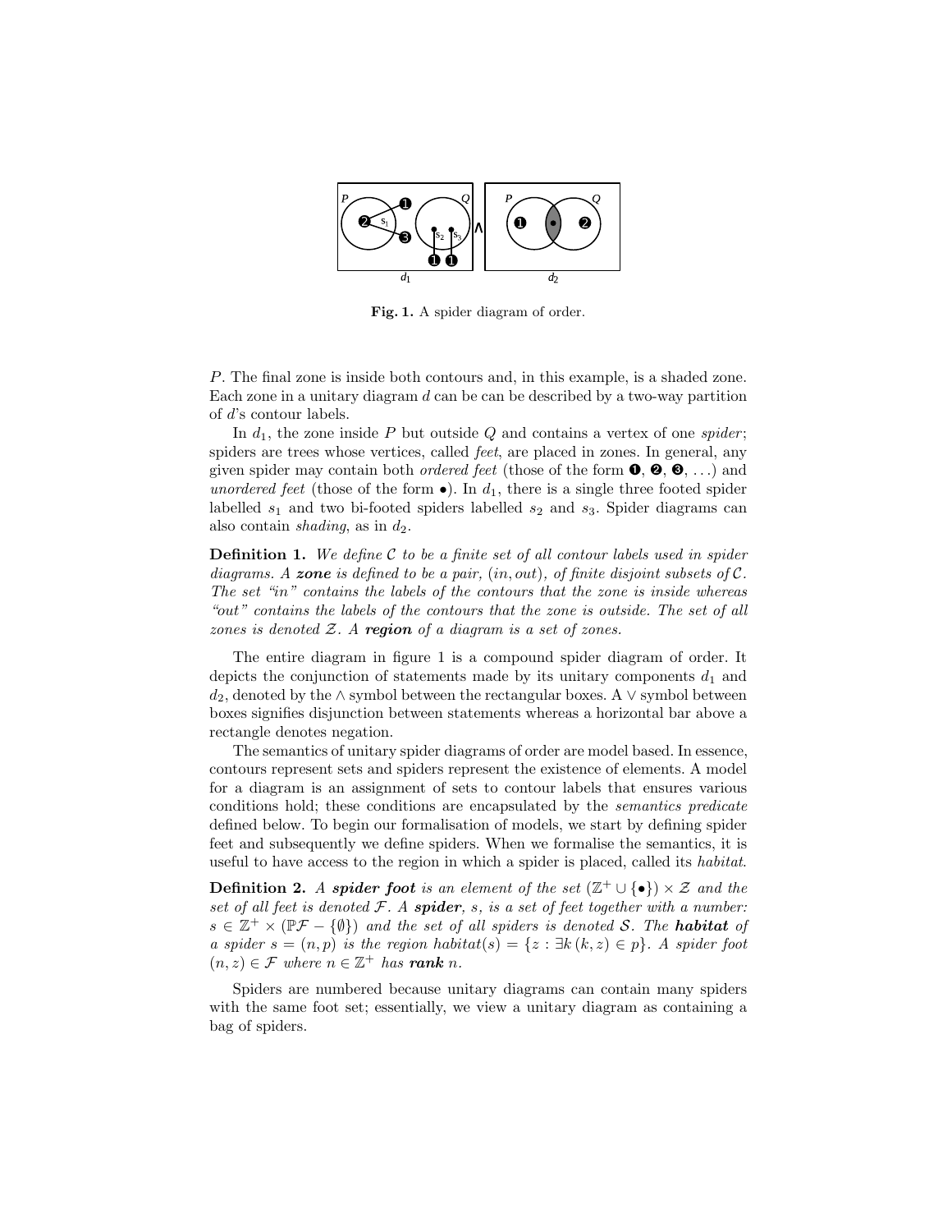**Fig. 1.** A spider diagram of order.

$P$. The final zone is inside both contours and, in this example, is a shaded zone. Each zone in a unitary diagram $d$ can be can be described by a two-way partition of $d$'s contour labels.

In $d_1$, the zone inside $P$ but outside $Q$ and contains a vertex of one *spider*; spiders are trees whose vertices, called *feet*, are placed in zones. In general, any given spider may contain both *ordered feet* (those of the form ❶, ❷, ❸, . . .) and *unordered feet* (those of the form •). In $d_1$, there is a single three footed spider labelled $s_1$ and two bi-footed spiders labelled $s_2$ and $s_3$. Spider diagrams can also contain *shading*, as in $d_2$.

**Definition 1.** *We define $\mathcal{C}$ to be a finite set of all contour labels used in spider diagrams. A **zone** is defined to be a pair, $(in, out)$, of finite disjoint subsets of $\mathcal{C}$. The set "in" contains the labels of the contours that the zone is inside whereas "out" contains the labels of the contours that the zone is outside. The set of all zones is denoted $\mathcal{Z}$. A **region** of a diagram is a set of zones.*

The entire diagram in figure 1 is a compound spider diagram of order. It depicts the conjunction of statements made by its unitary components $d_1$ and $d_2$, denoted by the $\wedge$ symbol between the rectangular boxes. A $\vee$ symbol between boxes signifies disjunction between statements whereas a horizontal bar above a rectangle denotes negation.

The semantics of unitary spider diagrams of order are model based. In essence, contours represent sets and spiders represent the existence of elements. A model for a diagram is an assignment of sets to contour labels that ensures various conditions hold; these conditions are encapsulated by the *semantics predicate* defined below. To begin our formalisation of models, we start by defining spider feet and subsequently we define spiders. When we formalise the semantics, it is useful to have access to the region in which a spider is placed, called its *habitat*.

**Definition 2.** *A **spider foot** is an element of the set $(\mathbb{Z}^+ \cup \{\bullet\}) \times \mathcal{Z}$ and the set of all feet is denoted $\mathcal{F}$. A **spider**, $s$, is a set of feet together with a number: $s \in \mathbb{Z}^+ \times (\mathbb{P}\mathcal{F} - \{\emptyset\})$ and the set of all spiders is denoted $\mathcal{S}$. The **habitat** of a spider $s = (n, p)$ is the region $habitat(s) = \{z : \exists k\, (k, z) \in p\}$. A spider foot $(n, z) \in \mathcal{F}$ where $n \in \mathbb{Z}^+$ has **rank** $n$.*

Spiders are numbered because unitary diagrams can contain many spiders with the same foot set; essentially, we view a unitary diagram as containing a bag of spiders.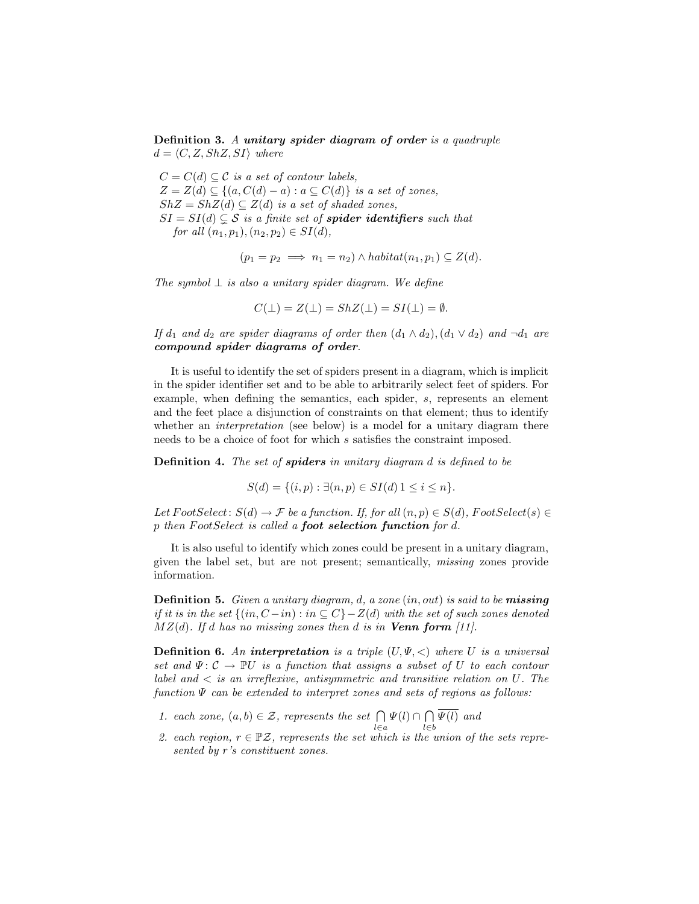**Definition 3.** *A **unitary spider diagram of order** is a quadruple* $d = \langle C, Z, ShZ, SI \rangle$ *where*

$C = C(d) \subseteq \mathcal{C}$ *is a set of contour labels,*
$Z = Z(d) \subseteq \{(a, C(d) - a) : a \subseteq C(d)\}$ *is a set of zones,*
$ShZ = ShZ(d) \subseteq Z(d)$ *is a set of shaded zones,*
$SI = SI(d) \subsetneq \mathcal{S}$ *is a finite set of **spider identifiers** such that for all* $(n_1, p_1), (n_2, p_2) \in SI(d)$,

$$(p_1 = p_2 \implies n_1 = n_2) \wedge habitat(n_1, p_1) \subseteq Z(d).$$

*The symbol* $\perp$ *is also a unitary spider diagram. We define*

$$C(\perp) = Z(\perp) = ShZ(\perp) = SI(\perp) = \emptyset.$$

*If* $d_1$ *and* $d_2$ *are spider diagrams of order then* $(d_1 \wedge d_2), (d_1 \vee d_2)$ *and* $\neg d_1$ *are **compound spider diagrams of order**.*

It is useful to identify the set of spiders present in a diagram, which is implicit in the spider identifier set and to be able to arbitrarily select feet of spiders. For example, when defining the semantics, each spider, $s$, represents an element and the feet place a disjunction of constraints on that element; thus to identify whether an *interpretation* (see below) is a model for a unitary diagram there needs to be a choice of foot for which $s$ satisfies the constraint imposed.

**Definition 4.** *The set of **spiders** in unitary diagram* $d$ *is defined to be*

$$S(d) = \{(i, p) : \exists (n, p) \in SI(d)\, 1 \leq i \leq n\}.$$

*Let* $FootSelect \colon S(d) \to \mathcal{F}$ *be a function. If, for all* $(n, p) \in S(d)$, $FootSelect(s) \in p$ *then* $FootSelect$ *is called a **foot selection function** for* $d$.

It is also useful to identify which zones could be present in a unitary diagram, given the label set, but are not present; semantically, *missing* zones provide information.

**Definition 5.** *Given a unitary diagram,* $d$*, a zone* $(in, out)$ *is said to be **missing** if it is in the set* $\{(in, C - in) : in \subseteq C\} - Z(d)$ *with the set of such zones denoted* $MZ(d)$*. If* $d$ *has no missing zones then* $d$ *is in **Venn form** [11].*

**Definition 6.** *An **interpretation** is a triple* $(U, \Psi, <)$ *where* $U$ *is a universal set and* $\Psi \colon \mathcal{C} \to \mathbb{P}U$ *is a function that assigns a subset of* $U$ *to each contour label and* $<$ *is an irreflexive, antisymmetric and transitive relation on* $U$*. The function* $\Psi$ *can be extended to interpret zones and sets of regions as follows:*

1. *each zone,* $(a, b) \in \mathcal{Z}$*, represents the set* $\bigcap_{l \in a} \Psi(l) \cap \bigcap_{l \in b} \overline{\Psi(l)}$ *and*
2. *each region,* $r \in \mathbb{P}\mathcal{Z}$*, represents the set which is the union of the sets represented by* $r$*'s constituent zones.*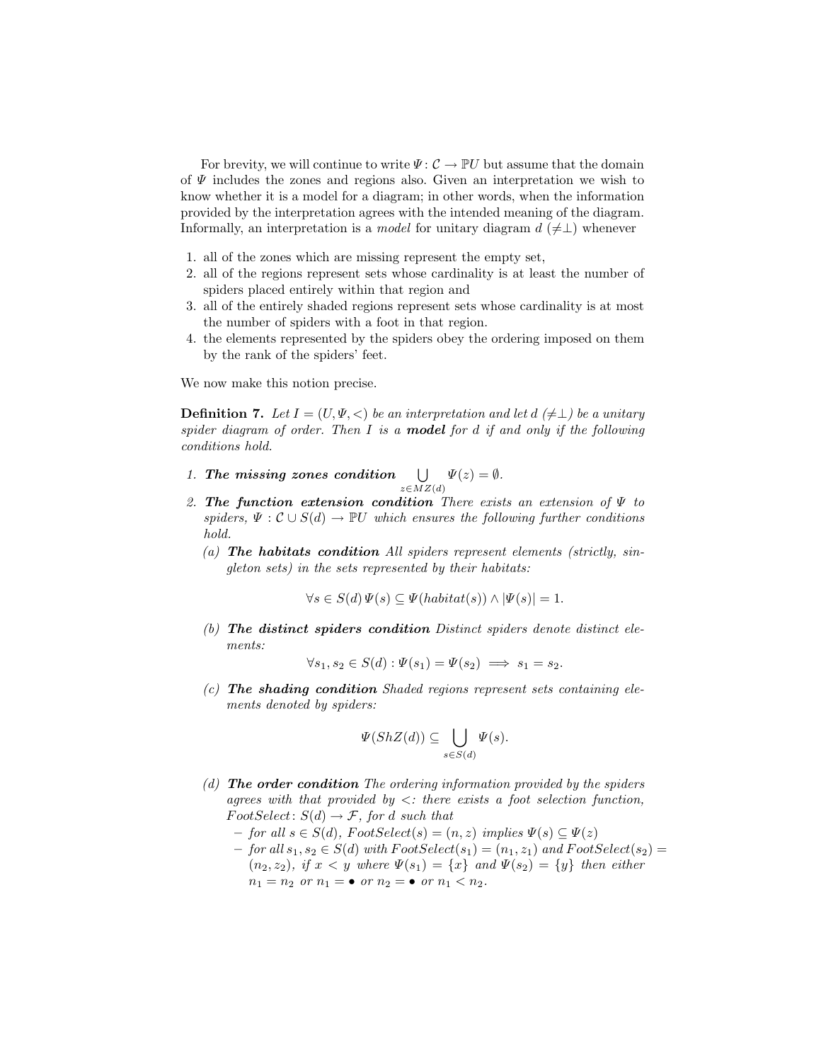For brevity, we will continue to write $\Psi\colon \mathcal{C} \rightarrow \mathbb{P}U$ but assume that the domain of $\Psi$ includes the zones and regions also. Given an interpretation we wish to know whether it is a model for a diagram; in other words, when the information provided by the interpretation agrees with the intended meaning of the diagram. Informally, an interpretation is a *model* for unitary diagram $d$ ($\neq\perp$) whenever

1. all of the zones which are missing represent the empty set,
2. all of the regions represent sets whose cardinality is at least the number of spiders placed entirely within that region and
3. all of the entirely shaded regions represent sets whose cardinality is at most the number of spiders with a foot in that region.
4. the elements represented by the spiders obey the ordering imposed on them by the rank of the spiders' feet.

We now make this notion precise.

**Definition 7.** *Let $I = (U, \Psi, <)$ be an interpretation and let $d$ ($\neq\perp$) be a unitary spider diagram of order. Then $I$ is a* ***model*** *for $d$ if and only if the following conditions hold.*

1. ***The missing zones condition*** $\bigcup_{z \in MZ(d)} \Psi(z) = \emptyset$.
2. ***The function extension condition*** *There exists an extension of $\Psi$ to spiders, $\Psi : \mathcal{C} \cup S(d) \rightarrow \mathbb{P}U$ which ensures the following further conditions hold.*
   (a) ***The habitats condition*** *All spiders represent elements (strictly, singleton sets) in the sets represented by their habitats:*

   $$\forall s \in S(d)\, \Psi(s) \subseteq \Psi(habitat(s)) \wedge |\Psi(s)| = 1.$$

   (b) ***The distinct spiders condition*** *Distinct spiders denote distinct elements:*

   $$\forall s_1, s_2 \in S(d) : \Psi(s_1) = \Psi(s_2) \implies s_1 = s_2.$$

   (c) ***The shading condition*** *Shaded regions represent sets containing elements denoted by spiders:*

   $$\Psi(ShZ(d)) \subseteq \bigcup_{s \in S(d)} \Psi(s).$$

   (d) ***The order condition*** *The ordering information provided by the spiders agrees with that provided by $<$: there exists a foot selection function, $FootSelect\colon S(d) \rightarrow \mathcal{F}$, for $d$ such that*
   - *for all $s \in S(d)$, $FootSelect(s) = (n, z)$ implies $\Psi(s) \subseteq \Psi(z)$*
   - *for all $s_1, s_2 \in S(d)$ with $FootSelect(s_1) = (n_1, z_1)$ and $FootSelect(s_2) = (n_2, z_2)$, if $x < y$ where $\Psi(s_1) = \{x\}$ and $\Psi(s_2) = \{y\}$ then either $n_1 = n_2$ or $n_1 = \bullet$ or $n_2 = \bullet$ or $n_1 < n_2$.*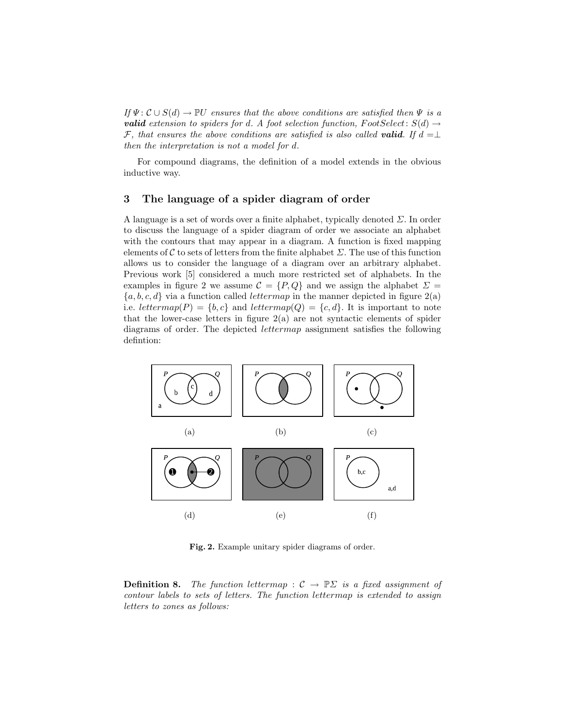*If $\Psi\colon \mathcal{C} \cup S(d) \to \mathbb{P}U$ ensures that the above conditions are satisfied then $\Psi$ is a* ***valid*** *extension to spiders for d. A foot selection function, $FootSelect\colon S(d) \to \mathcal{F}$, that ensures the above conditions are satisfied is also called* ***valid****. If $d = \perp$ then the interpretation is not a model for d.*

For compound diagrams, the definition of a model extends in the obvious inductive way.

## 3 The language of a spider diagram of order

A language is a set of words over a finite alphabet, typically denoted $\Sigma$. In order to discuss the language of a spider diagram of order we associate an alphabet with the contours that may appear in a diagram. A function is fixed mapping elements of $\mathcal{C}$ to sets of letters from the finite alphabet $\Sigma$. The use of this function allows us to consider the language of a diagram over an arbitrary alphabet. Previous work [5] considered a much more restricted set of alphabets. In the examples in figure 2 we assume $\mathcal{C} = \{P, Q\}$ and we assign the alphabet $\Sigma = \{a, b, c, d\}$ via a function called *lettermap* in the manner depicted in figure 2(a) i.e. $lettermap(P) = \{b, c\}$ and $lettermap(Q) = \{c, d\}$. It is important to note that the lower-case letters in figure 2(a) are not syntactic elements of spider diagrams of order. The depicted *lettermap* assignment satisfies the following defintion:

**Fig. 2.** Example unitary spider diagrams of order.

**Definition 8.** *The function $lettermap : \mathcal{C} \to \mathbb{P}\Sigma$ is a fixed assignment of contour labels to sets of letters. The function lettermap is extended to assign letters to zones as follows:*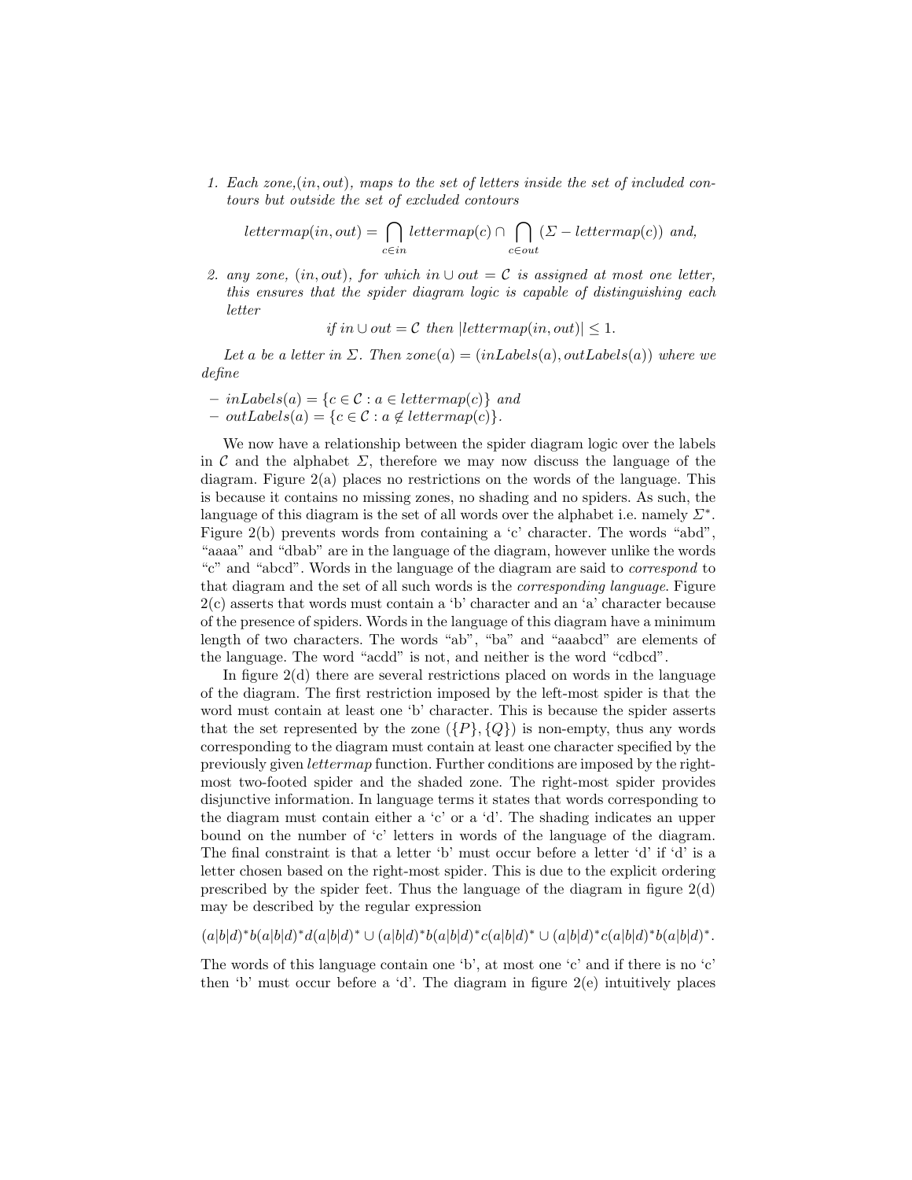1. *Each zone,(in, out), maps to the set of letters inside the set of included contours but outside the set of excluded contours*

$$lettermap(in, out) = \bigcap_{c \in in} lettermap(c) \cap \bigcap_{c \in out} (\Sigma - lettermap(c)) \text{ and,}$$

2. *any zone, (in, out), for which $in \cup out = \mathcal{C}$ is assigned at most one letter, this ensures that the spider diagram logic is capable of distinguishing each letter*

$$\text{if } in \cup out = \mathcal{C} \text{ then } |lettermap(in, out)| \leq 1.$$

*Let $a$ be a letter in $\Sigma$. Then $zone(a) = (inLabels(a), outLabels(a))$ where we define*

- $inLabels(a) = \{c \in \mathcal{C} : a \in lettermap(c)\}$ *and*
- $outLabels(a) = \{c \in \mathcal{C} : a \notin lettermap(c)\}$.

We now have a relationship between the spider diagram logic over the labels in $\mathcal{C}$ and the alphabet $\Sigma$, therefore we may now discuss the language of the diagram. Figure 2(a) places no restrictions on the words of the language. This is because it contains no missing zones, no shading and no spiders. As such, the language of this diagram is the set of all words over the alphabet i.e. namely $\Sigma^*$. Figure 2(b) prevents words from containing a 'c' character. The words "abd", "aaaa" and "dbab" are in the language of the diagram, however unlike the words "c" and "abcd". Words in the language of the diagram are said to *correspond* to that diagram and the set of all such words is the *corresponding language*. Figure 2(c) asserts that words must contain a 'b' character and an 'a' character because of the presence of spiders. Words in the language of this diagram have a minimum length of two characters. The words "ab", "ba" and "aaabcd" are elements of the language. The word "acdd" is not, and neither is the word "cdbcd".

In figure 2(d) there are several restrictions placed on words in the language of the diagram. The first restriction imposed by the left-most spider is that the word must contain at least one 'b' character. This is because the spider asserts that the set represented by the zone $(\{P\}, \{Q\})$ is non-empty, thus any words corresponding to the diagram must contain at least one character specified by the previously given *lettermap* function. Further conditions are imposed by the right-most two-footed spider and the shaded zone. The right-most spider provides disjunctive information. In language terms it states that words corresponding to the diagram must contain either a 'c' or a 'd'. The shading indicates an upper bound on the number of 'c' letters in words of the language of the diagram. The final constraint is that a letter 'b' must occur before a letter 'd' if 'd' is a letter chosen based on the right-most spider. This is due to the explicit ordering prescribed by the spider feet. Thus the language of the diagram in figure 2(d) may be described by the regular expression

$$(a|b|d)^*b(a|b|d)^*d(a|b|d)^* \cup (a|b|d)^*b(a|b|d)^*c(a|b|d)^* \cup (a|b|d)^*c(a|b|d)^*b(a|b|d)^*.$$

The words of this language contain one 'b', at most one 'c' and if there is no 'c' then 'b' must occur before a 'd'. The diagram in figure 2(e) intuitively places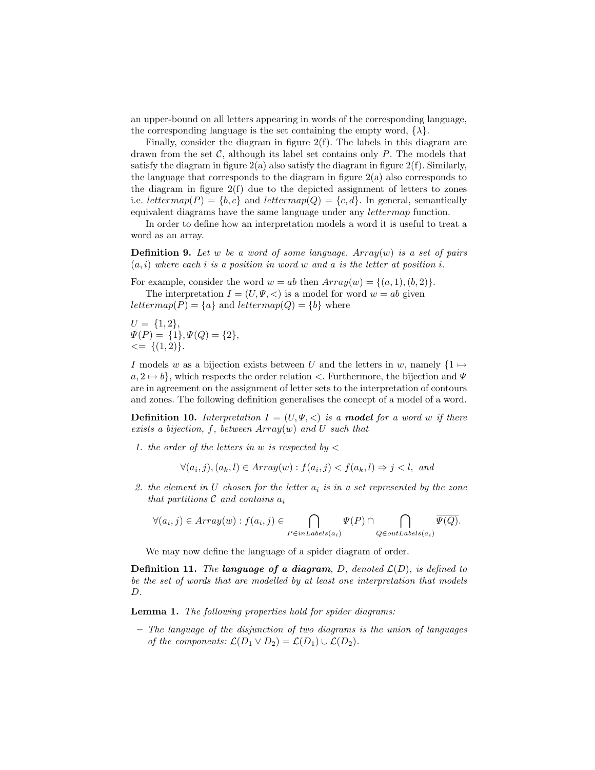an upper-bound on all letters appearing in words of the corresponding language, the corresponding language is the set containing the empty word, $\{\lambda\}$.

Finally, consider the diagram in figure 2(f). The labels in this diagram are drawn from the set $\mathcal{C}$, although its label set contains only $P$. The models that satisfy the diagram in figure 2(a) also satisfy the diagram in figure 2(f). Similarly, the language that corresponds to the diagram in figure 2(a) also corresponds to the diagram in figure 2(f) due to the depicted assignment of letters to zones i.e. $lettermap(P) = \{b, c\}$ and $lettermap(Q) = \{c, d\}$. In general, semantically equivalent diagrams have the same language under any *lettermap* function.

In order to define how an interpretation models a word it is useful to treat a word as an array.

**Definition 9.** *Let $w$ be a word of some language. $Array(w)$ is a set of pairs $(a, i)$ where each $i$ is a position in word $w$ and $a$ is the letter at position $i$.*

For example, consider the word $w = ab$ then $Array(w) = \{(a, 1), (b, 2)\}$.

The interpretation $I = (U, \Psi, <)$ is a model for word $w = ab$ given $lettermap(P) = \{a\}$ and $lettermap(Q) = \{b\}$ where

$U = \{1, 2\}$,
$\Psi(P) = \{1\}, \Psi(Q) = \{2\}$,
$<= \{(1, 2)\}$.

$I$ models $w$ as a bijection exists between $U$ and the letters in $w$, namely $\{1 \mapsto a, 2 \mapsto b\}$, which respects the order relation $<$. Furthermore, the bijection and $\Psi$ are in agreement on the assignment of letter sets to the interpretation of contours and zones. The following definition generalises the concept of a model of a word.

**Definition 10.** *Interpretation $I = (U, \Psi, <)$ is a* ***model*** *for a word $w$ if there exists a bijection, $f$, between $Array(w)$ and $U$ such that*

1. *the order of the letters in $w$ is respected by $<$*

$$\forall (a_i, j), (a_k, l) \in Array(w) : f(a_i, j) < f(a_k, l) \Rightarrow j < l, \text{ and}$$

2. *the element in $U$ chosen for the letter $a_i$ is in a set represented by the zone that partitions $\mathcal{C}$ and contains $a_i$*

$$\forall (a_i, j) \in Array(w) : f(a_i, j) \in \bigcap_{P \in inLabels(a_i)} \Psi(P) \cap \bigcap_{Q \in outLabels(a_i)} \overline{\Psi(Q)}.$$

We may now define the language of a spider diagram of order.

**Definition 11.** *The* ***language of a diagram****, $D$, denoted $\mathcal{L}(D)$, is defined to be the set of words that are modelled by at least one interpretation that models $D$.*

**Lemma 1.** *The following properties hold for spider diagrams:*

- *The language of the disjunction of two diagrams is the union of languages of the components: $\mathcal{L}(D_1 \vee D_2) = \mathcal{L}(D_1) \cup \mathcal{L}(D_2)$.*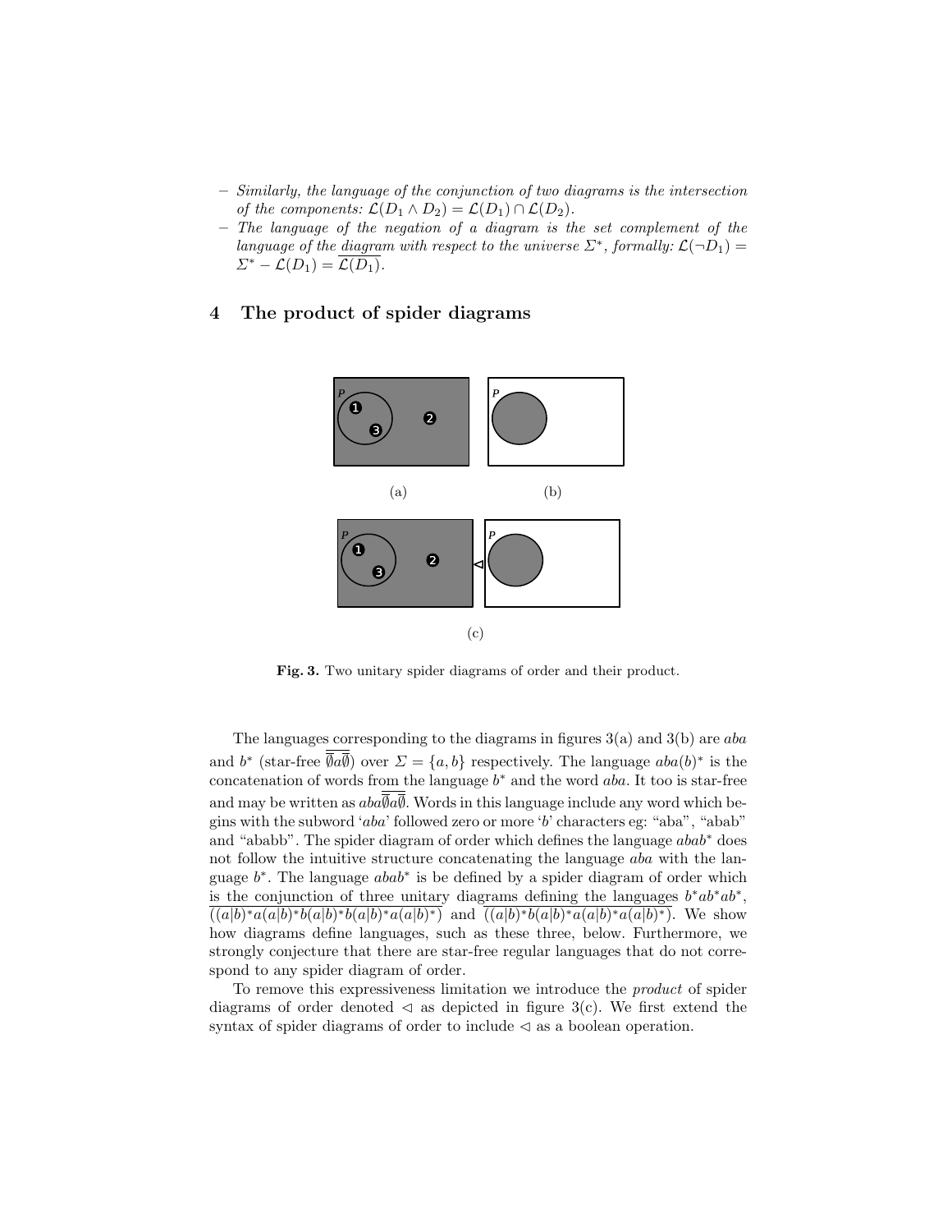- *Similarly, the language of the conjunction of two diagrams is the intersection of the components:* $\mathcal{L}(D_1 \wedge D_2) = \mathcal{L}(D_1) \cap \mathcal{L}(D_2)$.
- *The language of the negation of a diagram is the set complement of the language of the diagram with respect to the universe* $\Sigma^*$, *formally:* $\mathcal{L}(\neg D_1) = \Sigma^* - \mathcal{L}(D_1) = \overline{\mathcal{L}(D_1)}$.

## 4 The product of spider diagrams

(a)

(b)

(c)

**Fig. 3.** Two unitary spider diagrams of order and their product.

The languages corresponding to the diagrams in figures 3(a) and 3(b) are $aba$ and $b^*$ (star-free $\overline{\overline{\emptyset}a\overline{\emptyset}}$) over $\Sigma = \{a, b\}$ respectively. The language $aba(b)^*$ is the concatenation of words from the language $b^*$ and the word $aba$. It too is star-free and may be written as $aba\overline{\overline{\emptyset}a\overline{\emptyset}}$. Words in this language include any word which begins with the subword '$aba$' followed zero or more '$b$' characters eg: "aba", "abab" and "ababb". The spider diagram of order which defines the language $abab^*$ does not follow the intuitive structure concatenating the language $aba$ with the language $b^*$. The language $abab^*$ is be defined by a spider diagram of order which is the conjunction of three unitary diagrams defining the languages $b^*ab^*ab^*$, $\overline{((a|b)^*a(a|b)^*b(a|b)^*b(a|b)^*a(a|b)^*)}$ and $\overline{((a|b)^*b(a|b)^*a(a|b)^*a(a|b)^*)}$. We show how diagrams define languages, such as these three, below. Furthermore, we strongly conjecture that there are star-free regular languages that do not correspond to any spider diagram of order.

To remove this expressiveness limitation we introduce the *product* of spider diagrams of order denoted $\lhd$ as depicted in figure 3(c). We first extend the syntax of spider diagrams of order to include $\lhd$ as a boolean operation.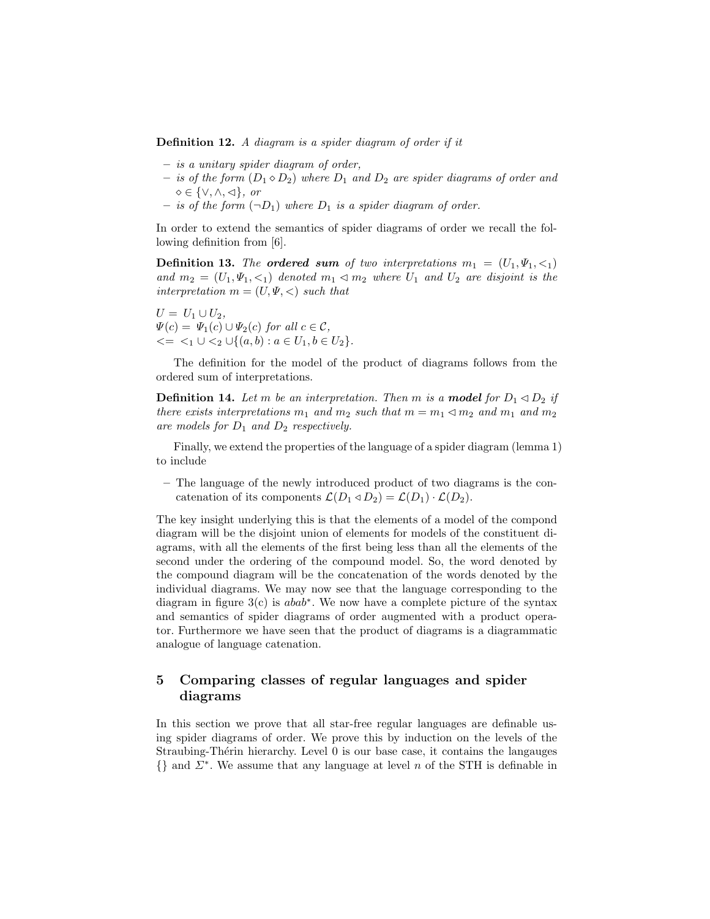**Definition 12.** *A diagram is a spider diagram of order if it*

- *is a unitary spider diagram of order,*
- *is of the form $(D_1 \diamond D_2)$ where $D_1$ and $D_2$ are spider diagrams of order and $\diamond \in \{\vee, \wedge, \lhd\}$, or*
- *is of the form $(\neg D_1)$ where $D_1$ is a spider diagram of order.*

In order to extend the semantics of spider diagrams of order we recall the following definition from [6].

**Definition 13.** *The **ordered sum** of two interpretations $m_1 = (U_1, \Psi_1, <_1)$ and $m_2 = (U_1, \Psi_1, <_1)$ denoted $m_1 \lhd m_2$ where $U_1$ and $U_2$ are disjoint is the interpretation $m = (U, \Psi, <)$ such that*

$U = U_1 \cup U_2$,
$\Psi(c) = \Psi_1(c) \cup \Psi_2(c)$ for all $c \in \mathcal{C}$,
$<= \; <_1 \cup <_2 \cup \{(a, b) : a \in U_1, b \in U_2\}$.

The definition for the model of the product of diagrams follows from the ordered sum of interpretations.

**Definition 14.** *Let $m$ be an interpretation. Then $m$ is a **model** for $D_1 \lhd D_2$ if there exists interpretations $m_1$ and $m_2$ such that $m = m_1 \lhd m_2$ and $m_1$ and $m_2$ are models for $D_1$ and $D_2$ respectively.*

Finally, we extend the properties of the language of a spider diagram (lemma 1) to include

- The language of the newly introduced product of two diagrams is the concatenation of its components $\mathcal{L}(D_1 \lhd D_2) = \mathcal{L}(D_1) \cdot \mathcal{L}(D_2)$.

The key insight underlying this is that the elements of a model of the compond diagram will be the disjoint union of elements for models of the constituent diagrams, with all the elements of the first being less than all the elements of the second under the ordering of the compound model. So, the word denoted by the compound diagram will be the concatenation of the words denoted by the individual diagrams. We may now see that the language corresponding to the diagram in figure 3(c) is $abab^*$. We now have a complete picture of the syntax and semantics of spider diagrams of order augmented with a product operator. Furthermore we have seen that the product of diagrams is a diagrammatic analogue of language catenation.

## 5 Comparing classes of regular languages and spider diagrams

In this section we prove that all star-free regular languages are definable using spider diagrams of order. We prove this by induction on the levels of the Straubing-Thérin hierarchy. Level 0 is our base case, it contains the langauges $\{\}$ and $\Sigma^*$. We assume that any language at level $n$ of the STH is definable in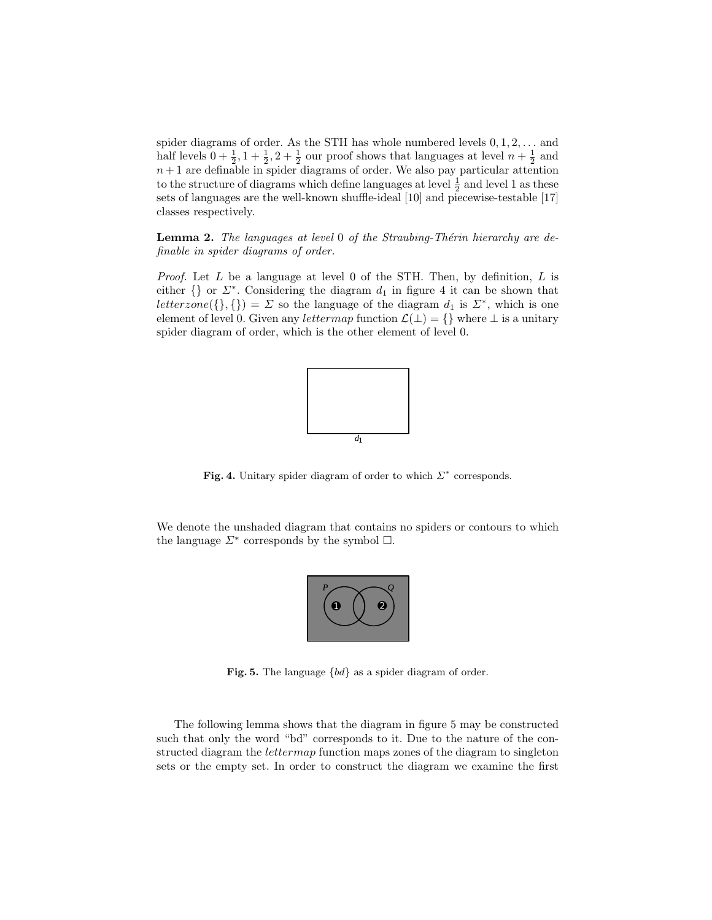spider diagrams of order. As the STH has whole numbered levels $0, 1, 2, \ldots$ and half levels $0 + \frac{1}{2}, 1 + \frac{1}{2}, 2 + \frac{1}{2}$ our proof shows that languages at level $n + \frac{1}{2}$ and $n+1$ are definable in spider diagrams of order. We also pay particular attention to the structure of diagrams which define languages at level $\frac{1}{2}$ and level 1 as these sets of languages are the well-known shuffle-ideal [10] and piecewise-testable [17] classes respectively.

**Lemma 2.** *The languages at level 0 of the Straubing-Thérin hierarchy are definable in spider diagrams of order.*

*Proof.* Let $L$ be a language at level 0 of the STH. Then, by definition, $L$ is either $\{\}$ or $\Sigma^*$. Considering the diagram $d_1$ in figure 4 it can be shown that $letterzone(\{\}, \{\}) = \Sigma$ so the language of the diagram $d_1$ is $\Sigma^*$, which is one element of level 0. Given any $lettermap$ function $\mathcal{L}(\bot) = \{\}$ where $\bot$ is a unitary spider diagram of order, which is the other element of level 0.

$d_1$

**Fig. 4.** Unitary spider diagram of order to which $\Sigma^*$ corresponds.

We denote the unshaded diagram that contains no spiders or contours to which the language $\Sigma^*$ corresponds by the symbol $\Box$.

**Fig. 5.** The language $\{bd\}$ as a spider diagram of order.

The following lemma shows that the diagram in figure 5 may be constructed such that only the word "bd" corresponds to it. Due to the nature of the constructed diagram the $lettermap$ function maps zones of the diagram to singleton sets or the empty set. In order to construct the diagram we examine the first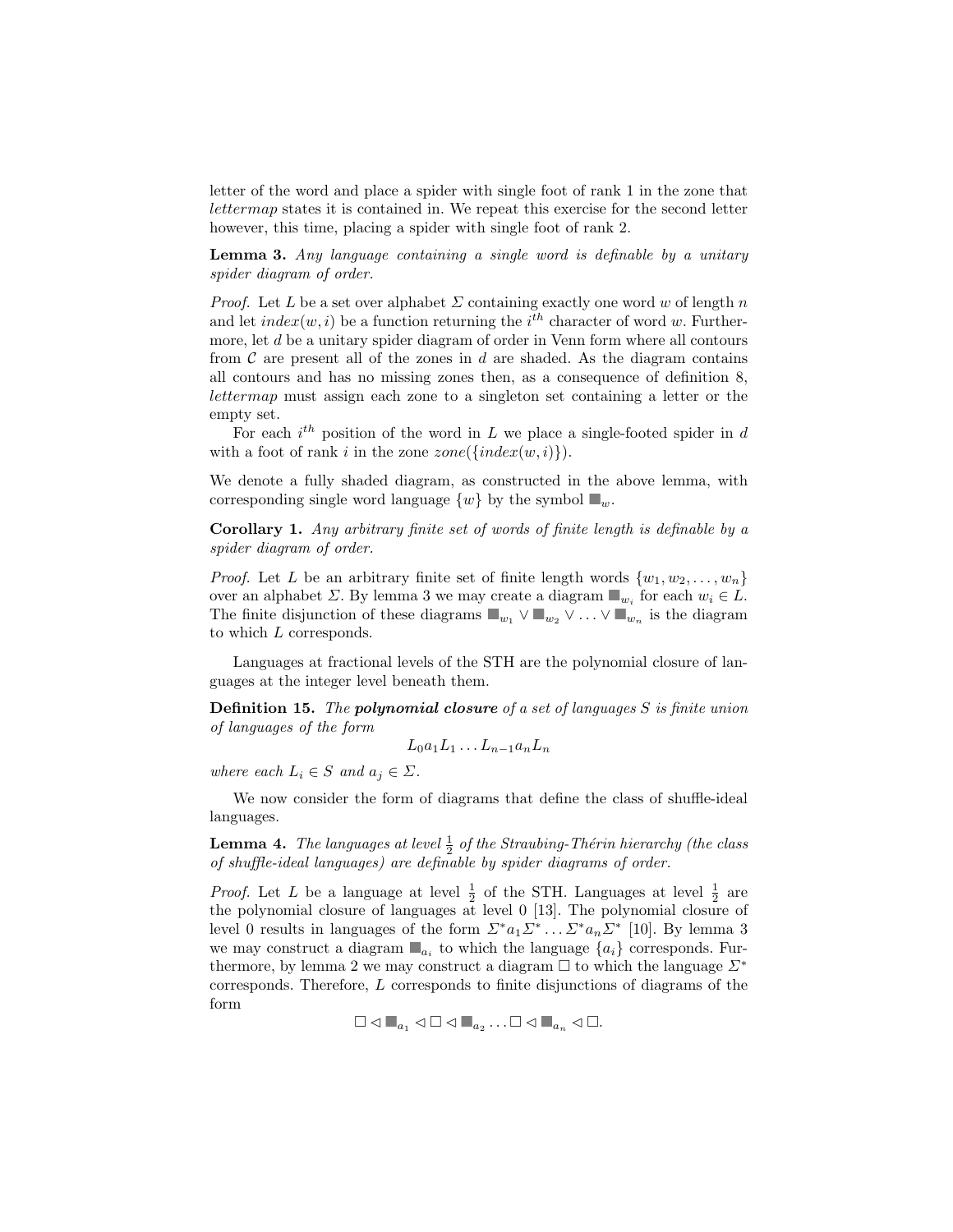letter of the word and place a spider with single foot of rank 1 in the zone that *lettermap* states it is contained in. We repeat this exercise for the second letter however, this time, placing a spider with single foot of rank 2.

**Lemma 3.** *Any language containing a single word is definable by a unitary spider diagram of order.*

*Proof.* Let $L$ be a set over alphabet $\Sigma$ containing exactly one word $w$ of length $n$ and let $index(w, i)$ be a function returning the $i^{th}$ character of word $w$. Furthermore, let $d$ be a unitary spider diagram of order in Venn form where all contours from $\mathcal{C}$ are present all of the zones in $d$ are shaded. As the diagram contains all contours and has no missing zones then, as a consequence of definition 8, *lettermap* must assign each zone to a singleton set containing a letter or the empty set.

For each $i^{th}$ position of the word in $L$ we place a single-footed spider in $d$ with a foot of rank $i$ in the zone $zone(\{index(w, i)\})$.

We denote a fully shaded diagram, as constructed in the above lemma, with corresponding single word language $\{w\}$ by the symbol $\blacksquare_w$.

**Corollary 1.** *Any arbitrary finite set of words of finite length is definable by a spider diagram of order.*

*Proof.* Let $L$ be an arbitrary finite set of finite length words $\{w_1, w_2, \ldots, w_n\}$ over an alphabet $\Sigma$. By lemma 3 we may create a diagram $\blacksquare_{w_i}$ for each $w_i \in L$. The finite disjunction of these diagrams $\blacksquare_{w_1} \vee \blacksquare_{w_2} \vee \ldots \vee \blacksquare_{w_n}$ is the diagram to which $L$ corresponds.

Languages at fractional levels of the STH are the polynomial closure of languages at the integer level beneath them.

**Definition 15.** *The* ***polynomial closure*** *of a set of languages $S$ is finite union of languages of the form*

$$L_0 a_1 L_1 \ldots L_{n-1} a_n L_n$$

*where each $L_i \in S$ and $a_j \in \Sigma$.*

We now consider the form of diagrams that define the class of shuffle-ideal languages.

**Lemma 4.** *The languages at level $\frac{1}{2}$ of the Straubing-Thérin hierarchy (the class of shuffle-ideal languages) are definable by spider diagrams of order.*

*Proof.* Let $L$ be a language at level $\frac{1}{2}$ of the STH. Languages at level $\frac{1}{2}$ are the polynomial closure of languages at level 0 [13]. The polynomial closure of level 0 results in languages of the form $\Sigma^* a_1 \Sigma^* \ldots \Sigma^* a_n \Sigma^*$ [10]. By lemma 3 we may construct a diagram $\blacksquare_{a_i}$ to which the language $\{a_i\}$ corresponds. Furthermore, by lemma 2 we may construct a diagram $\square$ to which the language $\Sigma^*$ corresponds. Therefore, $L$ corresponds to finite disjunctions of diagrams of the form

$$\square \lhd \blacksquare_{a_1} \lhd \square \lhd \blacksquare_{a_2} \ldots \square \lhd \blacksquare_{a_n} \lhd \square.$$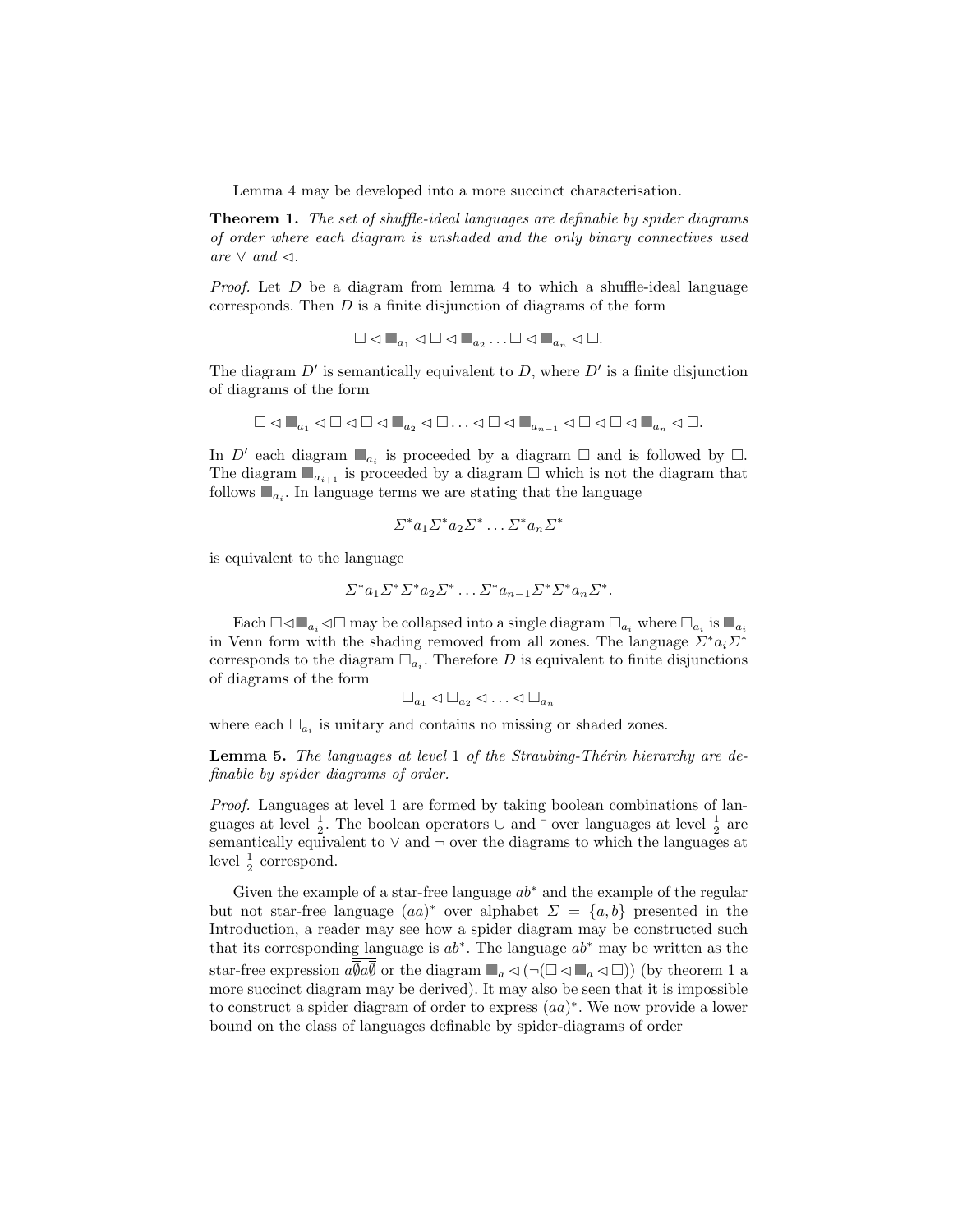Lemma 4 may be developed into a more succinct characterisation.

**Theorem 1.** *The set of shuffle-ideal languages are definable by spider diagrams of order where each diagram is unshaded and the only binary connectives used are* $\vee$ *and* $\lhd$.

*Proof.* Let $D$ be a diagram from lemma 4 to which a shuffle-ideal language corresponds. Then $D$ is a finite disjunction of diagrams of the form

$$\square \lhd \blacksquare_{a_1} \lhd \square \lhd \blacksquare_{a_2} \ldots \square \lhd \blacksquare_{a_n} \lhd \square.$$

The diagram $D'$ is semantically equivalent to $D$, where $D'$ is a finite disjunction of diagrams of the form

$$\square \lhd \blacksquare_{a_1} \lhd \square \lhd \square \lhd \blacksquare_{a_2} \lhd \square \ldots \lhd \square \lhd \blacksquare_{a_{n-1}} \lhd \square \lhd \square \lhd \blacksquare_{a_n} \lhd \square.$$

In $D'$ each diagram $\blacksquare_{a_i}$ is proceeded by a diagram $\square$ and is followed by $\square$. The diagram $\blacksquare_{a_{i+1}}$ is proceeded by a diagram $\square$ which is not the diagram that follows $\blacksquare_{a_i}$. In language terms we are stating that the language

$$\Sigma^* a_1 \Sigma^* a_2 \Sigma^* \ldots \Sigma^* a_n \Sigma^*$$

is equivalent to the language

$$\Sigma^* a_1 \Sigma^* \Sigma^* a_2 \Sigma^* \ldots \Sigma^* a_{n-1} \Sigma^* \Sigma^* a_n \Sigma^*.$$

Each $\square \lhd \blacksquare_{a_i} \lhd \square$ may be collapsed into a single diagram $\square_{a_i}$ where $\square_{a_i}$ is $\blacksquare_{a_i}$ in Venn form with the shading removed from all zones. The language $\Sigma^* a_i \Sigma^*$ corresponds to the diagram $\square_{a_i}$. Therefore $D$ is equivalent to finite disjunctions of diagrams of the form

$$\square_{a_1} \lhd \square_{a_2} \lhd \ldots \lhd \square_{a_n}$$

where each $\square_{a_i}$ is unitary and contains no missing or shaded zones.

**Lemma 5.** *The languages at level 1 of the Straubing-Thérin hierarchy are definable by spider diagrams of order.*

*Proof.* Languages at level 1 are formed by taking boolean combinations of languages at level $\frac{1}{2}$. The boolean operators $\cup$ and $^-$ over languages at level $\frac{1}{2}$ are semantically equivalent to $\vee$ and $\neg$ over the diagrams to which the languages at level $\frac{1}{2}$ correspond.

Given the example of a star-free language $ab^*$ and the example of the regular but not star-free language $(aa)^*$ over alphabet $\Sigma = \{a, b\}$ presented in the Introduction, a reader may see how a spider diagram may be constructed such that its corresponding language is $ab^*$. The language $ab^*$ may be written as the star-free expression $a\overline{\overline{\emptyset} a \overline{\emptyset}}$ or the diagram $\blacksquare_a \lhd (\neg(\square \lhd \blacksquare_a \lhd \square))$ (by theorem 1 a more succinct diagram may be derived). It may also be seen that it is impossible to construct a spider diagram of order to express $(aa)^*$. We now provide a lower bound on the class of languages definable by spider-diagrams of order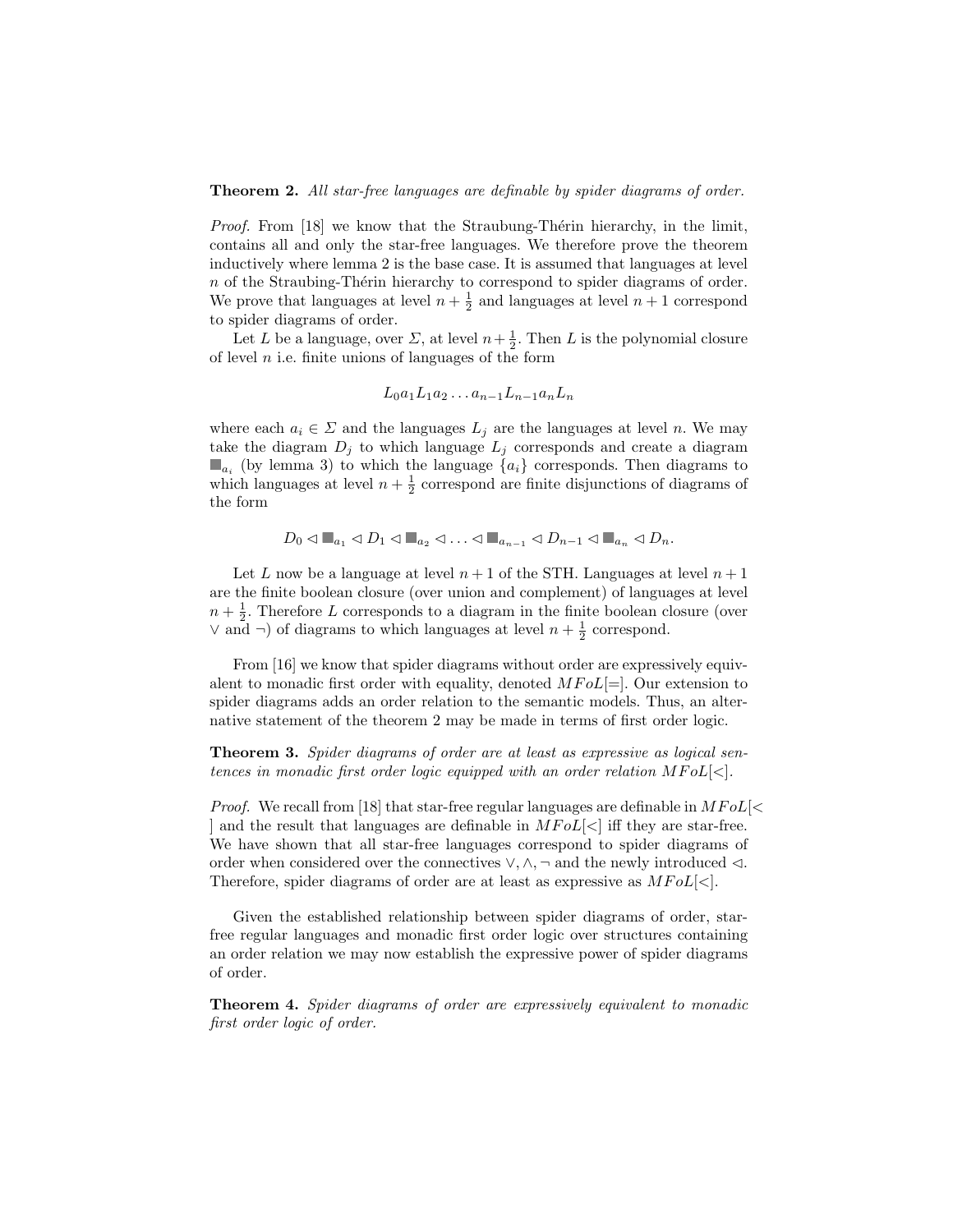**Theorem 2.** *All star-free languages are definable by spider diagrams of order.*

*Proof.* From [18] we know that the Straubung-Thérin hierarchy, in the limit, contains all and only the star-free languages. We therefore prove the theorem inductively where lemma 2 is the base case. It is assumed that languages at level $n$ of the Straubing-Thérin hierarchy to correspond to spider diagrams of order. We prove that languages at level $n + \frac{1}{2}$ and languages at level $n + 1$ correspond to spider diagrams of order.

Let $L$ be a language, over $\Sigma$, at level $n+\frac{1}{2}$. Then $L$ is the polynomial closure of level $n$ i.e. finite unions of languages of the form

$$L_0 a_1 L_1 a_2 \dots a_{n-1} L_{n-1} a_n L_n$$

where each $a_i \in \Sigma$ and the languages $L_j$ are the languages at level $n$. We may take the diagram $D_j$ to which language $L_j$ corresponds and create a diagram $\blacksquare_{a_i}$ (by lemma 3) to which the language $\{a_i\}$ corresponds. Then diagrams to which languages at level $n + \frac{1}{2}$ correspond are finite disjunctions of diagrams of the form

$$D_0 \lhd \blacksquare_{a_1} \lhd D_1 \lhd \blacksquare_{a_2} \lhd \dots \lhd \blacksquare_{a_{n-1}} \lhd D_{n-1} \lhd \blacksquare_{a_n} \lhd D_n.$$

Let $L$ now be a language at level $n + 1$ of the STH. Languages at level $n + 1$ are the finite boolean closure (over union and complement) of languages at level $n + \frac{1}{2}$. Therefore $L$ corresponds to a diagram in the finite boolean closure (over $\vee$ and $\neg$) of diagrams to which languages at level $n + \frac{1}{2}$ correspond.

From [16] we know that spider diagrams without order are expressively equivalent to monadic first order with equality, denoted $MFoL[=]$. Our extension to spider diagrams adds an order relation to the semantic models. Thus, an alternative statement of the theorem 2 may be made in terms of first order logic.

**Theorem 3.** *Spider diagrams of order are at least as expressive as logical sentences in monadic first order logic equipped with an order relation $MFoL[<]$.*

*Proof.* We recall from [18] that star-free regular languages are definable in $MFoL[<]$ and the result that languages are definable in $MFoL[<]$ iff they are star-free. We have shown that all star-free languages correspond to spider diagrams of order when considered over the connectives $\vee, \wedge, \neg$ and the newly introduced $\lhd$. Therefore, spider diagrams of order are at least as expressive as $MFoL[<]$.

Given the established relationship between spider diagrams of order, star-free regular languages and monadic first order logic over structures containing an order relation we may now establish the expressive power of spider diagrams of order.

**Theorem 4.** *Spider diagrams of order are expressively equivalent to monadic first order logic of order.*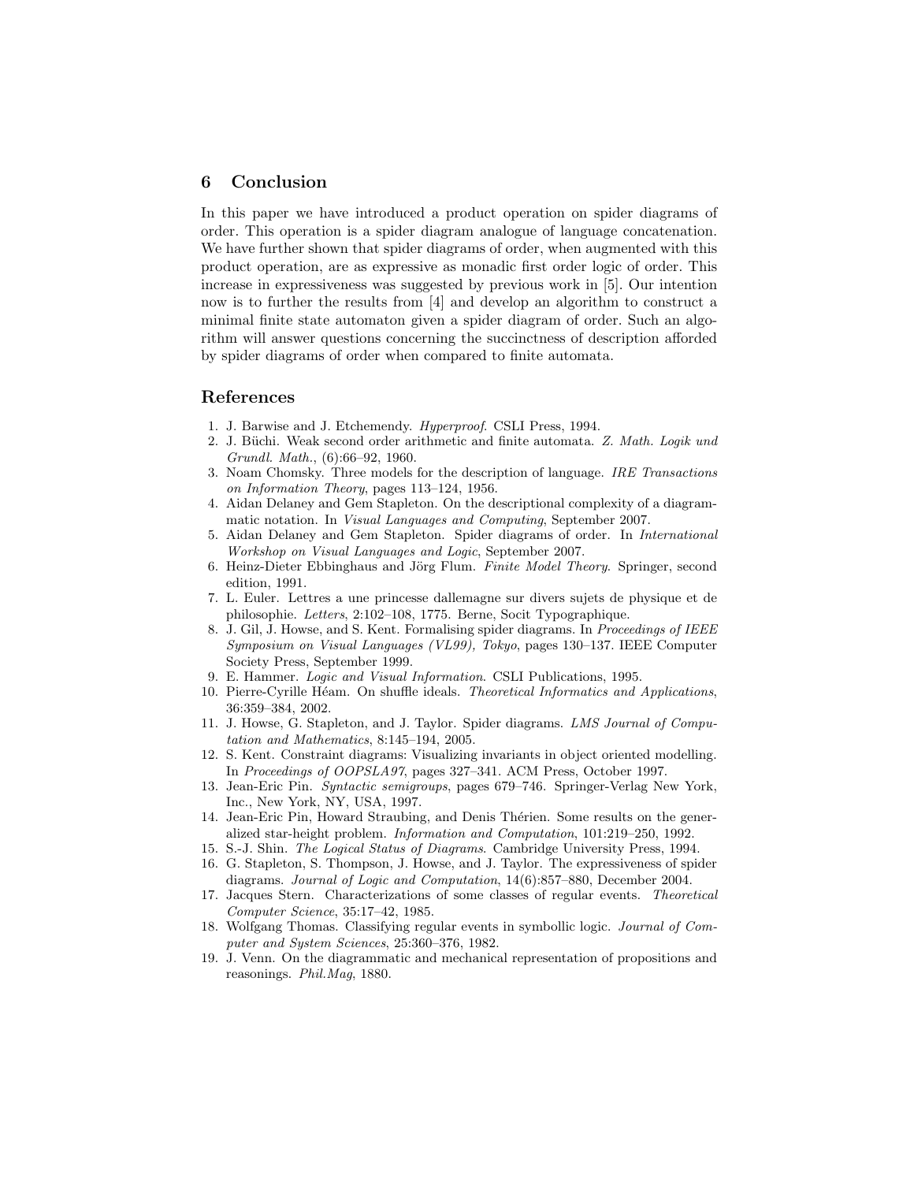## 6 Conclusion

In this paper we have introduced a product operation on spider diagrams of order. This operation is a spider diagram analogue of language concatenation. We have further shown that spider diagrams of order, when augmented with this product operation, are as expressive as monadic first order logic of order. This increase in expressiveness was suggested by previous work in [5]. Our intention now is to further the results from [4] and develop an algorithm to construct a minimal finite state automaton given a spider diagram of order. Such an algorithm will answer questions concerning the succinctness of description afforded by spider diagrams of order when compared to finite automata.

## References

1. J. Barwise and J. Etchemendy. *Hyperproof*. CSLI Press, 1994.
2. J. Büchi. Weak second order arithmetic and finite automata. *Z. Math. Logik und Grundl. Math.*, (6):66–92, 1960.
3. Noam Chomsky. Three models for the description of language. *IRE Transactions on Information Theory*, pages 113–124, 1956.
4. Aidan Delaney and Gem Stapleton. On the descriptional complexity of a diagrammatic notation. In *Visual Languages and Computing*, September 2007.
5. Aidan Delaney and Gem Stapleton. Spider diagrams of order. In *International Workshop on Visual Languages and Logic*, September 2007.
6. Heinz-Dieter Ebbinghaus and Jörg Flum. *Finite Model Theory*. Springer, second edition, 1991.
7. L. Euler. Lettres a une princesse dallemagne sur divers sujets de physique et de philosophie. *Letters*, 2:102–108, 1775. Berne, Socit Typographique.
8. J. Gil, J. Howse, and S. Kent. Formalising spider diagrams. In *Proceedings of IEEE Symposium on Visual Languages (VL99), Tokyo*, pages 130–137. IEEE Computer Society Press, September 1999.
9. E. Hammer. *Logic and Visual Information*. CSLI Publications, 1995.
10. Pierre-Cyrille Héam. On shuffle ideals. *Theoretical Informatics and Applications*, 36:359–384, 2002.
11. J. Howse, G. Stapleton, and J. Taylor. Spider diagrams. *LMS Journal of Computation and Mathematics*, 8:145–194, 2005.
12. S. Kent. Constraint diagrams: Visualizing invariants in object oriented modelling. In *Proceedings of OOPSLA97*, pages 327–341. ACM Press, October 1997.
13. Jean-Eric Pin. *Syntactic semigroups*, pages 679–746. Springer-Verlag New York, Inc., New York, NY, USA, 1997.
14. Jean-Eric Pin, Howard Straubing, and Denis Thérien. Some results on the generalized star-height problem. *Information and Computation*, 101:219–250, 1992.
15. S.-J. Shin. *The Logical Status of Diagrams*. Cambridge University Press, 1994.
16. G. Stapleton, S. Thompson, J. Howse, and J. Taylor. The expressiveness of spider diagrams. *Journal of Logic and Computation*, 14(6):857–880, December 2004.
17. Jacques Stern. Characterizations of some classes of regular events. *Theoretical Computer Science*, 35:17–42, 1985.
18. Wolfgang Thomas. Classifying regular events in symbollic logic. *Journal of Computer and System Sciences*, 25:360–376, 1982.
19. J. Venn. On the diagrammatic and mechanical representation of propositions and reasonings. *Phil.Mag*, 1880.